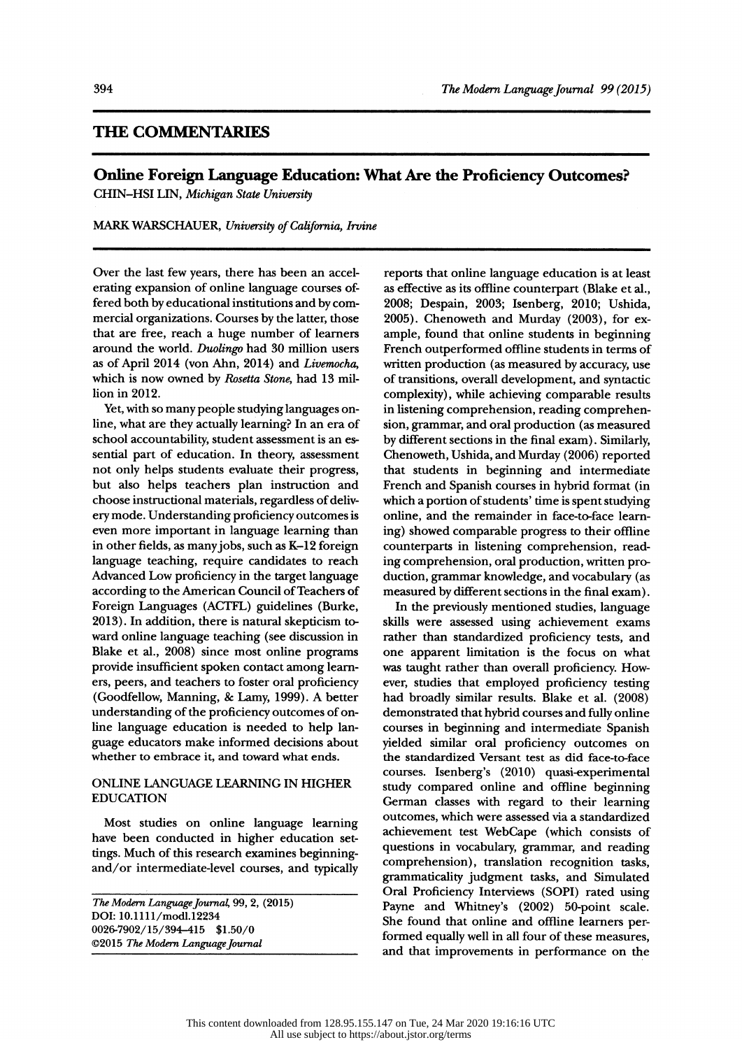# THE COMMENTARIES

## Online Foreign Language Education: What Are the Proficiency Outcomes?

CHIN-HSI LIN, *Michigan State University*

MARK WARSCHAUER, *University of California, Irvine*

Over the last few years, there has been an accelerating expansion of online language courses offered both by educational institutions and by commercial organizations. Courses by the latter, those that are free, reach a huge number of learners around the world. *Duolingo* had 30 million users as of April 2014 (von Ahn, 2014) and *Livemocha*, which is now owned by *Rosetta Stone*, had 13 million in 2012.

Yet, with so many people studying languages online, what are they actually learning? In an era of school accountability, student assessment is an essential part of education. In theory, assessment not only helps students evaluate their progress, but also helps teachers plan instruction and choose instructional materials, regardless of delivery mode. Understanding proficiency outcomes is even more important in language learning than in other fields, as many jobs, such as K–12 foreign language teaching, require candidates to reach Advanced Low proficiency in the target language according to the American Council of Teachers of Foreign Languages (ACTFL) guidelines (Burke, 2013). In addition, there is natural skepticism toward online language teaching (see discussion in Blake et al., 2008) since most online programs provide insufficient spoken contact among learners, peers, and teachers to foster oral proficiency (Goodfellow, Manning, & Lamy, 1999). A better understanding of the proficiency outcomes of online language education is needed to help language educators make informed decisions about whether to embrace it, and toward what ends.

### ONLINE LANGUAGE LEARNING IN HIGHER EDUCATION

Most studies on online language learning have been conducted in higher education settings. Much of this research examines beginning- and/or intermediate-level courses, and typically reports that online language education is at least as effective as its offline counterpart (Blake et al., 2008; Despain, 2003; Isenberg, 2010; Ushida, 2005). Chenoweth and Murday (2003), for example, found that online students in beginning French outperformed offline students in terms of written production (as measured by accuracy, use of transitions, overall development, and syntactic complexity), while achieving comparable results in listening comprehension, reading comprehension, grammar, and oral production (as measured by different sections in the final exam). Similarly, Chenoweth, Ushida, and Murday (2006) reported that students in beginning and intermediate French and Spanish courses in hybrid format (in which a portion of students' time is spent studying online, and the remainder in face-to-face learning) showed comparable progress to their offline counterparts in listening comprehension, reading comprehension, oral production, written production, grammar knowledge, and vocabulary (as measured by different sections in the final exam).

In the previously mentioned studies, language skills were assessed using achievement exams rather than standardized proficiency tests, and one apparent limitation is the focus on what was taught rather than overall proficiency. However, studies that employed proficiency testing had broadly similar results. Blake et al. (2008) demonstrated that hybrid courses and fully online courses in beginning and intermediate Spanish yielded similar oral proficiency outcomes on the standardized Versant test as did face-to-face courses. Isenberg's (2010) quasi-experimental study compared online and offline beginning German classes with regard to their learning outcomes, which were assessed via a standardized achievement test WebCape (which consists of questions in vocabulary, grammar, and reading comprehension), translation recognition tasks, grammaticality judgment tasks, and Simulated Oral Proficiency Interviews (SOPI) rated using Payne and Whitney's (2002) 50-point scale. She found that online and offline learners performed equally well in all four of these measures, and that improvements in performance on the

*The Modern Language Journal*, 99, 2, (2015)
DOI: 10.1111/modl.12234
0026-7902/15/394–415 $1.50/0
©2015 *The Modern Language Journal*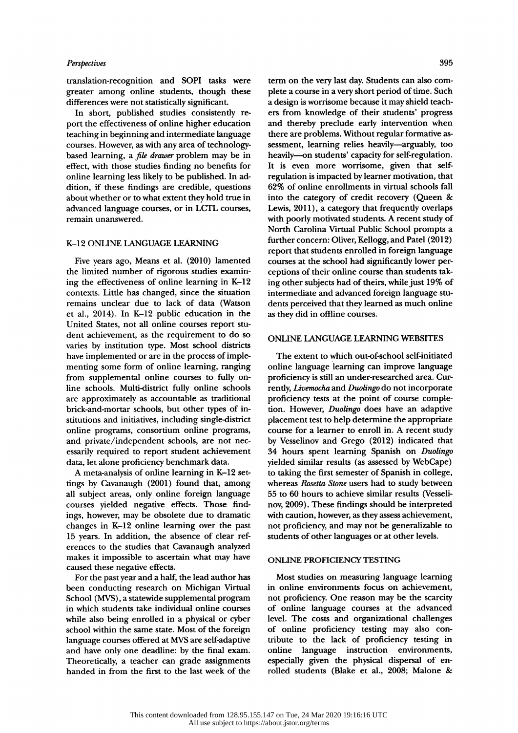translation-recognition and SOPI tasks were greater among online students, though these differences were not statistically significant.

In short, published studies consistently report the effectiveness of online higher education teaching in beginning and intermediate language courses. However, as with any area of technology-based learning, a *file drawer* problem may be in effect, with those studies finding no benefits for online learning less likely to be published. In addition, if these findings are credible, questions about whether or to what extent they hold true in advanced language courses, or in LCTL courses, remain unanswered.

## K–12 ONLINE LANGUAGE LEARNING

Five years ago, Means et al. (2010) lamented the limited number of rigorous studies examining the effectiveness of online learning in K–12 contexts. Little has changed, since the situation remains unclear due to lack of data (Watson et al., 2014). In K–12 public education in the United States, not all online courses report student achievement, as the requirement to do so varies by institution type. Most school districts have implemented or are in the process of implementing some form of online learning, ranging from supplemental online courses to fully online schools. Multi-district fully online schools are approximately as accountable as traditional brick-and-mortar schools, but other types of institutions and initiatives, including single-district online programs, consortium online programs, and private/independent schools, are not necessarily required to report student achievement data, let alone proficiency benchmark data.

A meta-analysis of online learning in K–12 settings by Cavanaugh (2001) found that, among all subject areas, only online foreign language courses yielded negative effects. Those findings, however, may be obsolete due to dramatic changes in K–12 online learning over the past 15 years. In addition, the absence of clear references to the studies that Cavanaugh analyzed makes it impossible to ascertain what may have caused these negative effects.

For the past year and a half, the lead author has been conducting research on Michigan Virtual School (MVS), a statewide supplemental program in which students take individual online courses while also being enrolled in a physical or cyber school within the same state. Most of the foreign language courses offered at MVS are self-adaptive and have only one deadline: by the final exam. Theoretically, a teacher can grade assignments handed in from the first to the last week of the term on the very last day. Students can also complete a course in a very short period of time. Such a design is worrisome because it may shield teachers from knowledge of their students' progress and thereby preclude early intervention when there are problems. Without regular formative assessment, learning relies heavily—arguably, too heavily—on students' capacity for self-regulation. It is even more worrisome, given that self-regulation is impacted by learner motivation, that 62% of online enrollments in virtual schools fall into the category of credit recovery (Queen & Lewis, 2011), a category that frequently overlaps with poorly motivated students. A recent study of North Carolina Virtual Public School prompts a further concern: Oliver, Kellogg, and Patel (2012) report that students enrolled in foreign language courses at the school had significantly lower perceptions of their online course than students taking other subjects had of theirs, while just 19% of intermediate and advanced foreign language students perceived that they learned as much online as they did in offline courses.

## ONLINE LANGUAGE LEARNING WEBSITES

The extent to which out-of-school self-initiated online language learning can improve language proficiency is still an under-researched area. Currently, *Livemocha* and *Duolingo* do not incorporate proficiency tests at the point of course completion. However, *Duolingo* does have an adaptive placement test to help determine the appropriate course for a learner to enroll in. A recent study by Vesselinov and Grego (2012) indicated that 34 hours spent learning Spanish on *Duolingo* yielded similar results (as assessed by WebCape) to taking the first semester of Spanish in college, whereas *Rosetta Stone* users had to study between 55 to 60 hours to achieve similar results (Vesselinov, 2009). These findings should be interpreted with caution, however, as they assess achievement, not proficiency, and may not be generalizable to students of other languages or at other levels.

## ONLINE PROFICIENCY TESTING

Most studies on measuring language learning in online environments focus on achievement, not proficiency. One reason may be the scarcity of online language courses at the advanced level. The costs and organizational challenges of online proficiency testing may also contribute to the lack of proficiency testing in online language instruction environments, especially given the physical dispersal of enrolled students (Blake et al., 2008; Malone &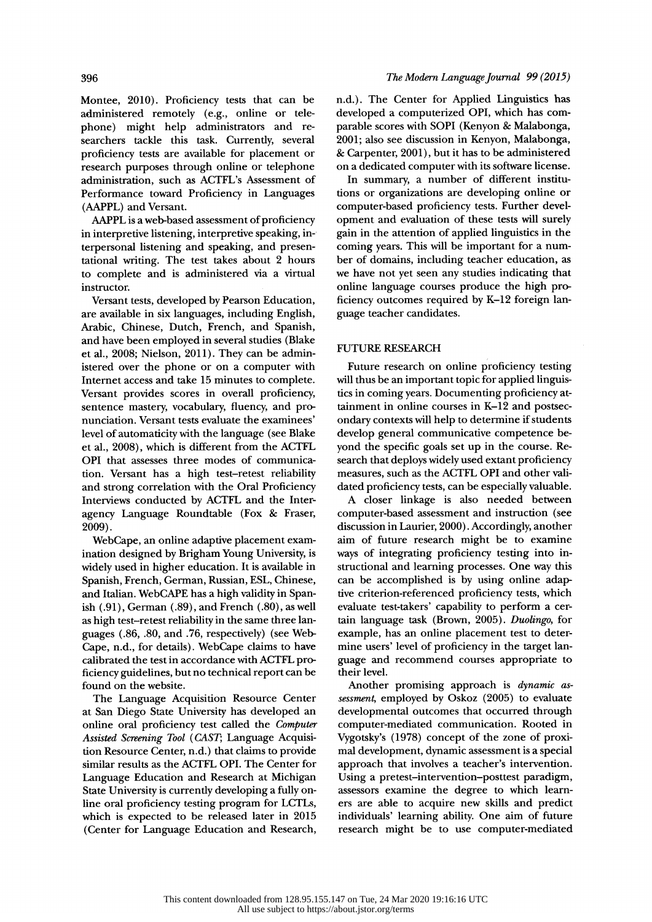Montee, 2010). Proficiency tests that can be administered remotely (e.g., online or telephone) might help administrators and researchers tackle this task. Currently, several proficiency tests are available for placement or research purposes through online or telephone administration, such as ACTFL's Assessment of Performance toward Proficiency in Languages (AAPPL) and Versant.

AAPPL is a web-based assessment of proficiency in interpretive listening, interpretive speaking, interpersonal listening and speaking, and presentational writing. The test takes about 2 hours to complete and is administered via a virtual instructor.

Versant tests, developed by Pearson Education, are available in six languages, including English, Arabic, Chinese, Dutch, French, and Spanish, and have been employed in several studies (Blake et al., 2008; Nielson, 2011). They can be administered over the phone or on a computer with Internet access and take 15 minutes to complete. Versant provides scores in overall proficiency, sentence mastery, vocabulary, fluency, and pronunciation. Versant tests evaluate the examinees' level of automaticity with the language (see Blake et al., 2008), which is different from the ACTFL OPI that assesses three modes of communication. Versant has a high test–retest reliability and strong correlation with the Oral Proficiency Interviews conducted by ACTFL and the Interagency Language Roundtable (Fox & Fraser, 2009).

WebCape, an online adaptive placement examination designed by Brigham Young University, is widely used in higher education. It is available in Spanish, French, German, Russian, ESL, Chinese, and Italian. WebCAPE has a high validity in Spanish (.91), German (.89), and French (.80), as well as high test–retest reliability in the same three languages (.86, .80, and .76, respectively) (see WebCape, n.d., for details). WebCape claims to have calibrated the test in accordance with ACTFL proficiency guidelines, but no technical report can be found on the website.

The Language Acquisition Resource Center at San Diego State University has developed an online oral proficiency test called the *Computer Assisted Screening Tool* (*CAST*; Language Acquisition Resource Center, n.d.) that claims to provide similar results as the ACTFL OPI. The Center for Language Education and Research at Michigan State University is currently developing a fully online oral proficiency testing program for LCTLs, which is expected to be released later in 2015 (Center for Language Education and Research, n.d.). The Center for Applied Linguistics has developed a computerized OPI, which has comparable scores with SOPI (Kenyon & Malabonga, 2001; also see discussion in Kenyon, Malabonga, & Carpenter, 2001), but it has to be administered on a dedicated computer with its software license.

In summary, a number of different institutions or organizations are developing online or computer-based proficiency tests. Further development and evaluation of these tests will surely gain in the attention of applied linguistics in the coming years. This will be important for a number of domains, including teacher education, as we have not yet seen any studies indicating that online language courses produce the high proficiency outcomes required by K–12 foreign language teacher candidates.

## FUTURE RESEARCH

Future research on online proficiency testing will thus be an important topic for applied linguistics in coming years. Documenting proficiency attainment in online courses in K–12 and postsecondary contexts will help to determine if students develop general communicative competence beyond the specific goals set up in the course. Research that deploys widely used extant proficiency measures, such as the ACTFL OPI and other validated proficiency tests, can be especially valuable.

A closer linkage is also needed between computer-based assessment and instruction (see discussion in Laurier, 2000). Accordingly, another aim of future research might be to examine ways of integrating proficiency testing into instructional and learning processes. One way this can be accomplished is by using online adaptive criterion-referenced proficiency tests, which evaluate test-takers' capability to perform a certain language task (Brown, 2005). *Duolingo*, for example, has an online placement test to determine users' level of proficiency in the target language and recommend courses appropriate to their level.

Another promising approach is *dynamic assessment*, employed by Oskoz (2005) to evaluate developmental outcomes that occurred through computer-mediated communication. Rooted in Vygotsky's (1978) concept of the zone of proximal development, dynamic assessment is a special approach that involves a teacher's intervention. Using a pretest–intervention–posttest paradigm, assessors examine the degree to which learners are able to acquire new skills and predict individuals' learning ability. One aim of future research might be to use computer-mediated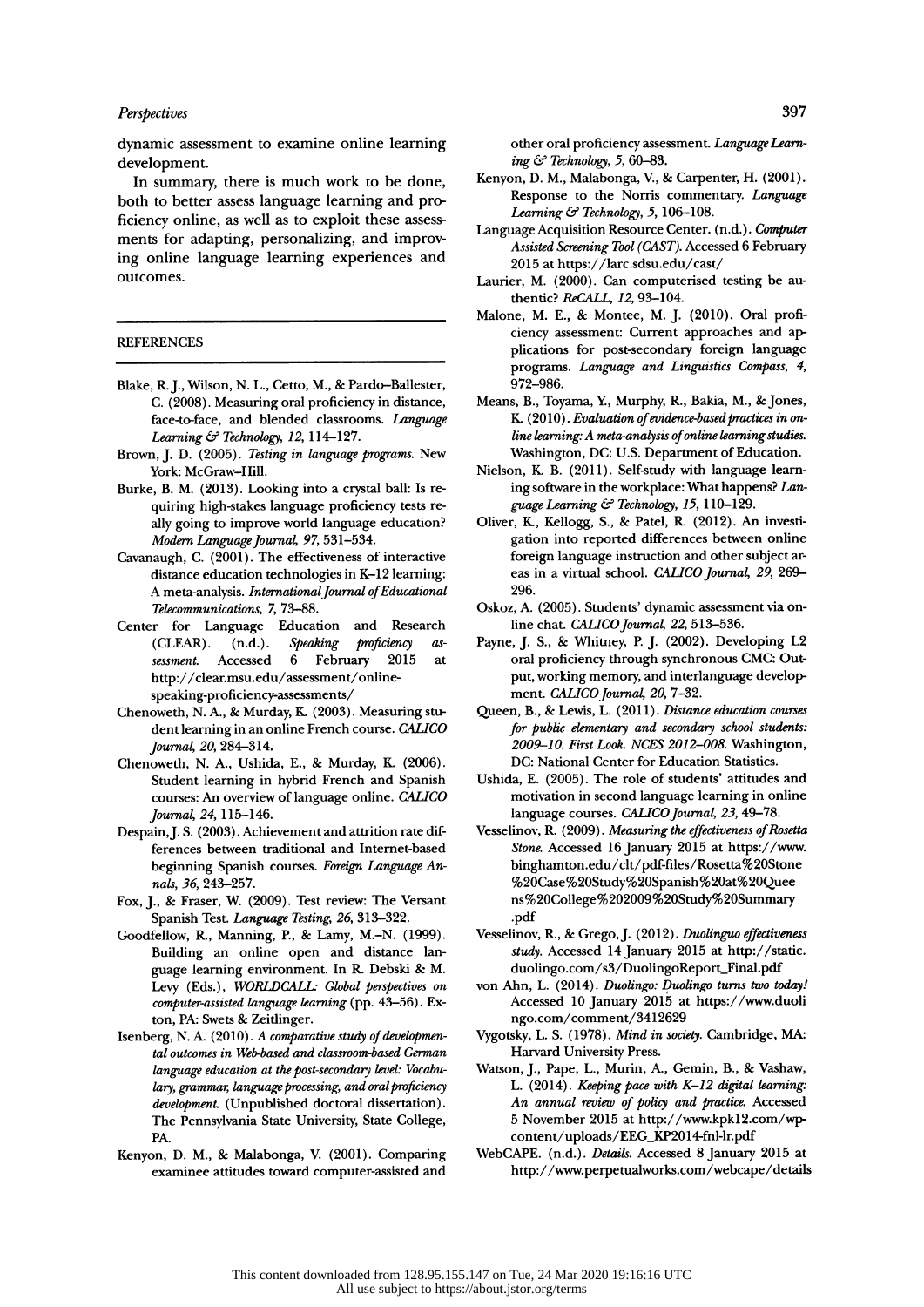dynamic assessment to examine online learning development.

In summary, there is much work to be done, both to better assess language learning and proficiency online, as well as to exploit these assessments for adapting, personalizing, and improving online language learning experiences and outcomes.

## REFERENCES

Blake, R. J., Wilson, N. L., Cetto, M., & Pardo–Ballester, C. (2008). Measuring oral proficiency in distance, face-to-face, and blended classrooms. *Language Learning & Technology, 12*, 114–127.

Brown, J. D. (2005). *Testing in language programs.* New York: McGraw–Hill.

Burke, B. M. (2013). Looking into a crystal ball: Is requiring high-stakes language proficiency tests really going to improve world language education? *Modern Language Journal, 97*, 531–534.

Cavanaugh, C. (2001). The effectiveness of interactive distance education technologies in K–12 learning: A meta-analysis. *International Journal of Educational Telecommunications, 7*, 73–88.

Center for Language Education and Research (CLEAR). (n.d.). *Speaking proficiency assessment.* Accessed 6 February 2015 at http://clear.msu.edu/assessment/online-speaking-proficiency-assessments/

Chenoweth, N. A., & Murday, K. (2003). Measuring student learning in an online French course. *CALICO Journal, 20*, 284–314.

Chenoweth, N. A., Ushida, E., & Murday, K. (2006). Student learning in hybrid French and Spanish courses: An overview of language online. *CALICO Journal, 24*, 115–146.

Despain, J. S. (2003). Achievement and attrition rate differences between traditional and Internet-based beginning Spanish courses. *Foreign Language Annals, 36*, 243–257.

Fox, J., & Fraser, W. (2009). Test review: The Versant Spanish Test. *Language Testing, 26*, 313–322.

Goodfellow, R., Manning, P., & Lamy, M.–N. (1999). Building an online open and distance language learning environment. In R. Debski & M. Levy (Eds.), *WORLDCALL: Global perspectives on computer-assisted language learning* (pp. 43–56). Exton, PA: Swets & Zeitlinger.

Isenberg, N. A. (2010). *A comparative study of developmental outcomes in Web-based and classroom-based German language education at the post-secondary level: Vocabulary, grammar, language processing, and oral proficiency development.* (Unpublished doctoral dissertation). The Pennsylvania State University, State College, PA.

Kenyon, D. M., & Malabonga, V. (2001). Comparing examinee attitudes toward computer-assisted and other oral proficiency assessment. *Language Learning & Technology, 5*, 60–83.

Kenyon, D. M., Malabonga, V., & Carpenter, H. (2001). Response to the Norris commentary. *Language Learning & Technology, 5*, 106–108.

Language Acquisition Resource Center. (n.d.). *Computer Assisted Screening Tool (CAST).* Accessed 6 February 2015 at https://larc.sdsu.edu/cast/

Laurier, M. (2000). Can computerised testing be authentic? *ReCALL, 12*, 93–104.

Malone, M. E., & Montee, M. J. (2010). Oral proficiency assessment: Current approaches and applications for post-secondary foreign language programs. *Language and Linguistics Compass, 4*, 972–986.

Means, B., Toyama, Y., Murphy, R., Bakia, M., & Jones, K. (2010). *Evaluation of evidence-based practices in online learning: A meta-analysis of online learning studies.* Washington, DC: U.S. Department of Education.

Nielson, K. B. (2011). Self-study with language learning software in the workplace: What happens? *Language Learning & Technology, 15*, 110–129.

Oliver, K., Kellogg, S., & Patel, R. (2012). An investigation into reported differences between online foreign language instruction and other subject areas in a virtual school. *CALICO Journal, 29*, 269–296.

Oskoz, A. (2005). Students' dynamic assessment via online chat. *CALICO Journal, 22*, 513–536.

Payne, J. S., & Whitney, P. J. (2002). Developing L2 oral proficiency through synchronous CMC: Output, working memory, and interlanguage development. *CALICO Journal, 20*, 7–32.

Queen, B., & Lewis, L. (2011). *Distance education courses for public elementary and secondary school students: 2009–10. First Look. NCES 2012–008.* Washington, DC: National Center for Education Statistics.

Ushida, E. (2005). The role of students' attitudes and motivation in second language learning in online language courses. *CALICO Journal, 23*, 49–78.

Vesselinov, R. (2009). *Measuring the effectiveness of Rosetta Stone.* Accessed 16 January 2015 at https://www.binghamton.edu/clt/pdf-files/Rosetta%20Stone%20Case%20Study%20Spanish%20at%20Queens%20College%202009%20Study%20Summary.pdf

Vesselinov, R., & Grego, J. (2012). *Duolinguo effectiveness study.* Accessed 14 January 2015 at http://static.duolingo.com/s3/DuolingoReport_Final.pdf

von Ahn, L. (2014). *Duolingo: Duolingo turns two today!* Accessed 10 January 2015 at https://www.duolingo.com/comment/3412629

Vygotsky, L. S. (1978). *Mind in society.* Cambridge, MA: Harvard University Press.

Watson, J., Pape, L., Murin, A., Gemin, B., & Vashaw, L. (2014). *Keeping pace with K–12 digital learning: An annual review of policy and practice.* Accessed 5 November 2015 at http://www.kpk12.com/wp-content/uploads/EEG_KP2014-fnl-lr.pdf

WebCAPE. (n.d.). *Details.* Accessed 8 January 2015 at http://www.perpetualworks.com/webcape/details